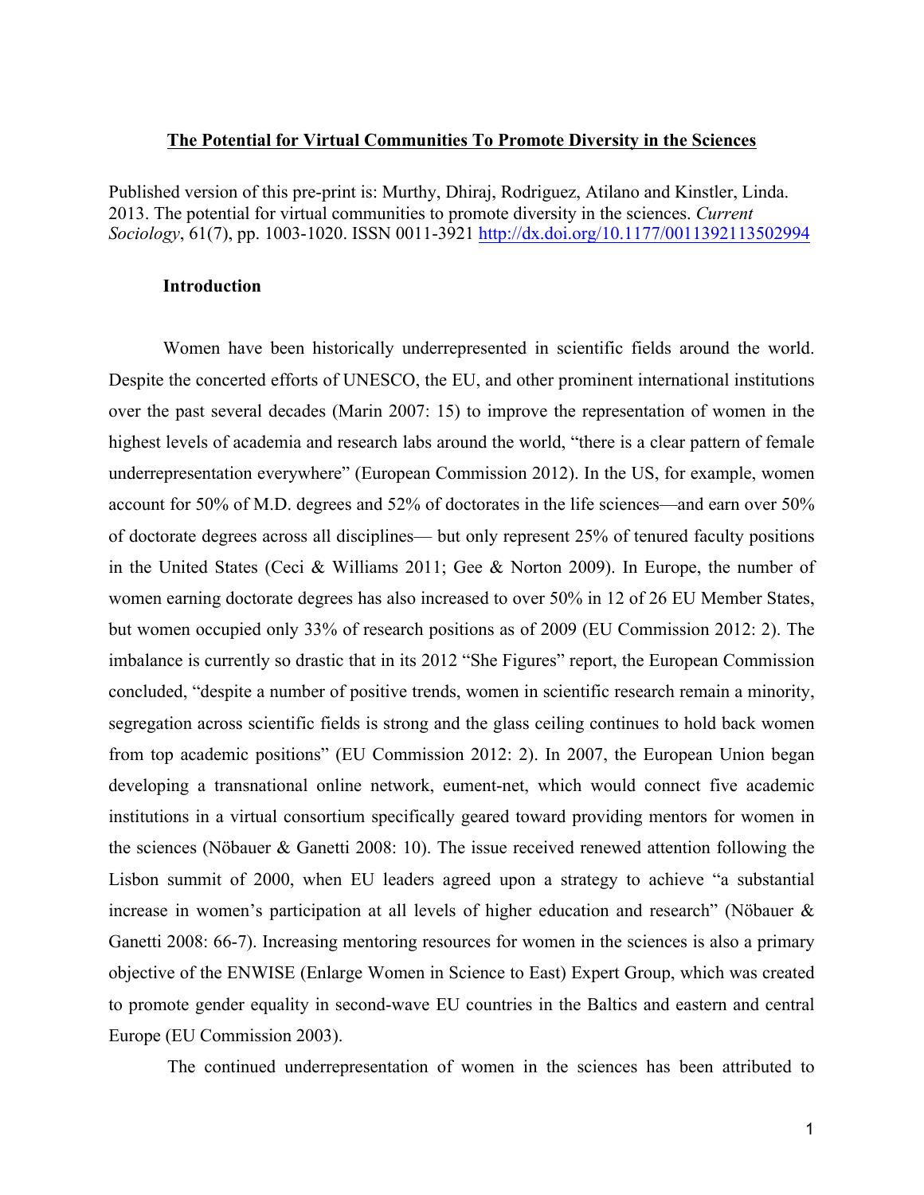# The Potential for Virtual Communities To Promote Diversity in the Sciences

Published version of this pre-print is: Murthy, Dhiraj, Rodriguez, Atilano and Kinstler, Linda. 2013. The potential for virtual communities to promote diversity in the sciences. *Current Sociology*, 61(7), pp. 1003-1020. ISSN 0011-3921 http://dx.doi.org/10.1177/0011392113502994

## Introduction

Women have been historically underrepresented in scientific fields around the world. Despite the concerted efforts of UNESCO, the EU, and other prominent international institutions over the past several decades (Marin 2007: 15) to improve the representation of women in the highest levels of academia and research labs around the world, "there is a clear pattern of female underrepresentation everywhere" (European Commission 2012). In the US, for example, women account for 50% of M.D. degrees and 52% of doctorates in the life sciences—and earn over 50% of doctorate degrees across all disciplines— but only represent 25% of tenured faculty positions in the United States (Ceci & Williams 2011; Gee & Norton 2009). In Europe, the number of women earning doctorate degrees has also increased to over 50% in 12 of 26 EU Member States, but women occupied only 33% of research positions as of 2009 (EU Commission 2012: 2). The imbalance is currently so drastic that in its 2012 "She Figures" report, the European Commission concluded, "despite a number of positive trends, women in scientific research remain a minority, segregation across scientific fields is strong and the glass ceiling continues to hold back women from top academic positions" (EU Commission 2012: 2). In 2007, the European Union began developing a transnational online network, eument-net, which would connect five academic institutions in a virtual consortium specifically geared toward providing mentors for women in the sciences (Nöbauer & Ganetti 2008: 10). The issue received renewed attention following the Lisbon summit of 2000, when EU leaders agreed upon a strategy to achieve "a substantial increase in women's participation at all levels of higher education and research" (Nöbauer & Ganetti 2008: 66-7). Increasing mentoring resources for women in the sciences is also a primary objective of the ENWISE (Enlarge Women in Science to East) Expert Group, which was created to promote gender equality in second-wave EU countries in the Baltics and eastern and central Europe (EU Commission 2003).

The continued underrepresentation of women in the sciences has been attributed to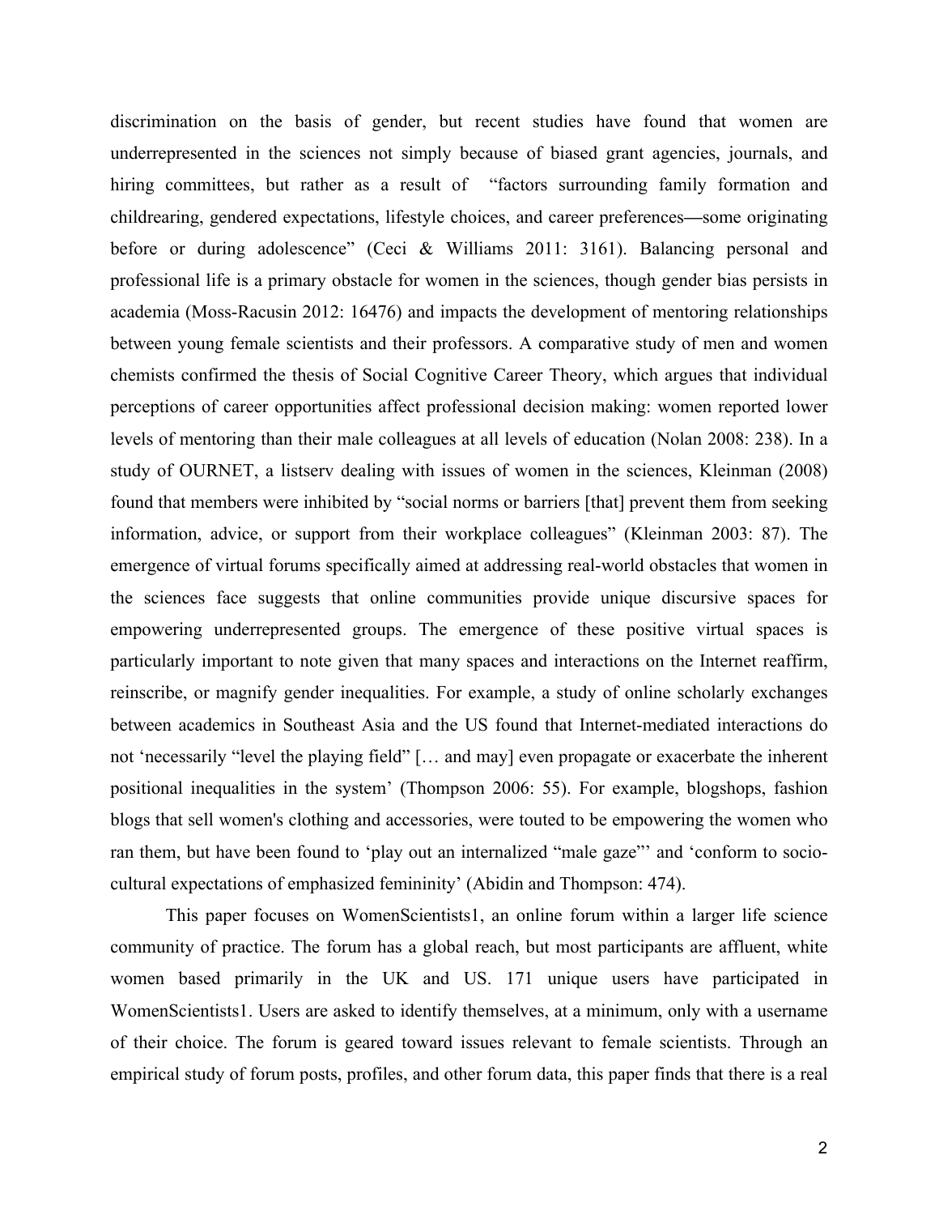discrimination on the basis of gender, but recent studies have found that women are underrepresented in the sciences not simply because of biased grant agencies, journals, and hiring committees, but rather as a result of "factors surrounding family formation and childrearing, gendered expectations, lifestyle choices, and career preferences—some originating before or during adolescence" (Ceci & Williams 2011: 3161). Balancing personal and professional life is a primary obstacle for women in the sciences, though gender bias persists in academia (Moss-Racusin 2012: 16476) and impacts the development of mentoring relationships between young female scientists and their professors. A comparative study of men and women chemists confirmed the thesis of Social Cognitive Career Theory, which argues that individual perceptions of career opportunities affect professional decision making: women reported lower levels of mentoring than their male colleagues at all levels of education (Nolan 2008: 238). In a study of OURNET, a listserv dealing with issues of women in the sciences, Kleinman (2008) found that members were inhibited by "social norms or barriers [that] prevent them from seeking information, advice, or support from their workplace colleagues" (Kleinman 2003: 87). The emergence of virtual forums specifically aimed at addressing real-world obstacles that women in the sciences face suggests that online communities provide unique discursive spaces for empowering underrepresented groups. The emergence of these positive virtual spaces is particularly important to note given that many spaces and interactions on the Internet reaffirm, reinscribe, or magnify gender inequalities. For example, a study of online scholarly exchanges between academics in Southeast Asia and the US found that Internet-mediated interactions do not 'necessarily "level the playing field" [… and may] even propagate or exacerbate the inherent positional inequalities in the system' (Thompson 2006: 55). For example, blogshops, fashion blogs that sell women's clothing and accessories, were touted to be empowering the women who ran them, but have been found to 'play out an internalized "male gaze"' and 'conform to socio-cultural expectations of emphasized femininity' (Abidin and Thompson: 474).

This paper focuses on WomenScientists1, an online forum within a larger life science community of practice. The forum has a global reach, but most participants are affluent, white women based primarily in the UK and US. 171 unique users have participated in WomenScientists1. Users are asked to identify themselves, at a minimum, only with a username of their choice. The forum is geared toward issues relevant to female scientists. Through an empirical study of forum posts, profiles, and other forum data, this paper finds that there is a real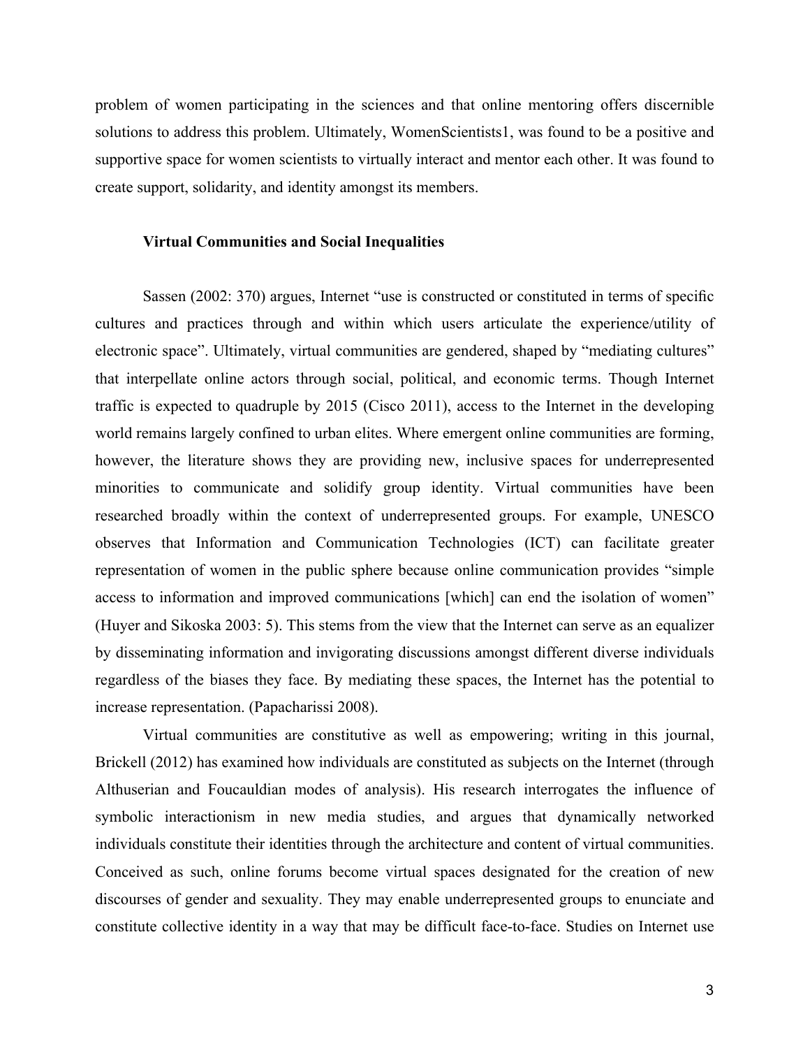problem of women participating in the sciences and that online mentoring offers discernible solutions to address this problem. Ultimately, WomenScientists1, was found to be a positive and supportive space for women scientists to virtually interact and mentor each other. It was found to create support, solidarity, and identity amongst its members.

### Virtual Communities and Social Inequalities

Sassen (2002: 370) argues, Internet "use is constructed or constituted in terms of specific cultures and practices through and within which users articulate the experience/utility of electronic space". Ultimately, virtual communities are gendered, shaped by "mediating cultures" that interpellate online actors through social, political, and economic terms. Though Internet traffic is expected to quadruple by 2015 (Cisco 2011), access to the Internet in the developing world remains largely confined to urban elites. Where emergent online communities are forming, however, the literature shows they are providing new, inclusive spaces for underrepresented minorities to communicate and solidify group identity. Virtual communities have been researched broadly within the context of underrepresented groups. For example, UNESCO observes that Information and Communication Technologies (ICT) can facilitate greater representation of women in the public sphere because online communication provides "simple access to information and improved communications [which] can end the isolation of women" (Huyer and Sikoska 2003: 5). This stems from the view that the Internet can serve as an equalizer by disseminating information and invigorating discussions amongst different diverse individuals regardless of the biases they face. By mediating these spaces, the Internet has the potential to increase representation. (Papacharissi 2008).

Virtual communities are constitutive as well as empowering; writing in this journal, Brickell (2012) has examined how individuals are constituted as subjects on the Internet (through Althuserian and Foucauldian modes of analysis). His research interrogates the influence of symbolic interactionism in new media studies, and argues that dynamically networked individuals constitute their identities through the architecture and content of virtual communities. Conceived as such, online forums become virtual spaces designated for the creation of new discourses of gender and sexuality. They may enable underrepresented groups to enunciate and constitute collective identity in a way that may be difficult face-to-face. Studies on Internet use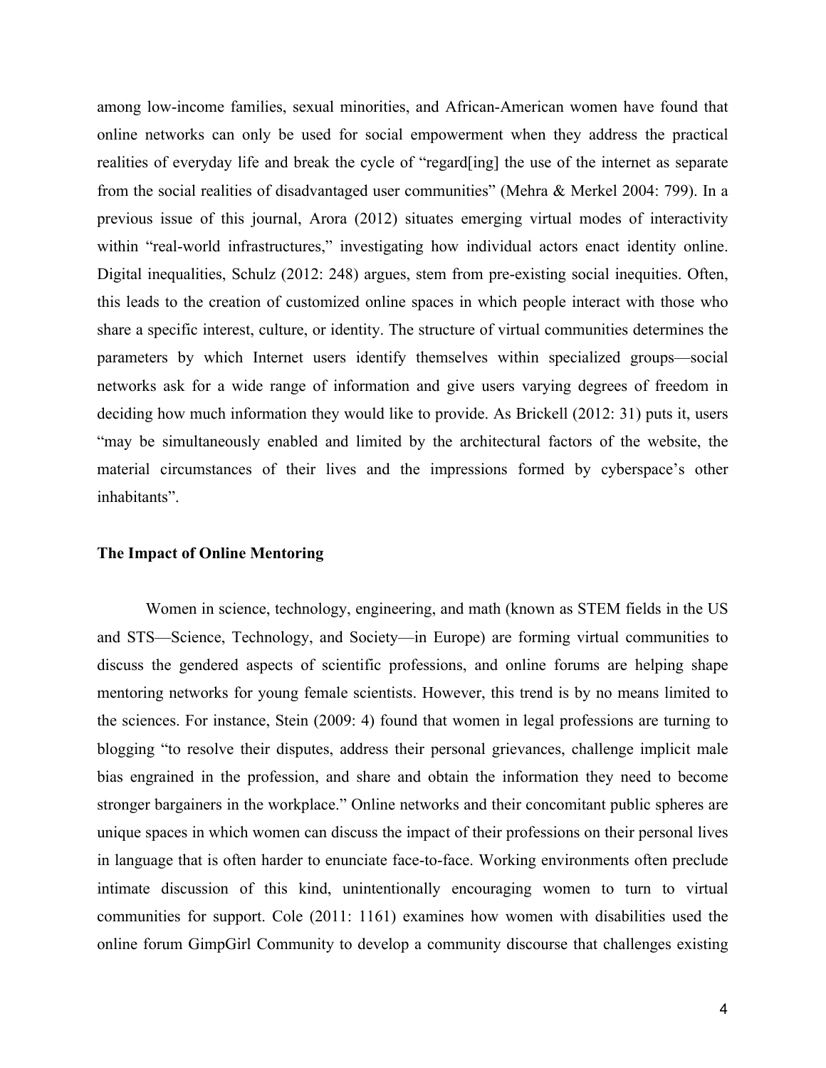among low-income families, sexual minorities, and African-American women have found that online networks can only be used for social empowerment when they address the practical realities of everyday life and break the cycle of “regard[ing] the use of the internet as separate from the social realities of disadvantaged user communities” (Mehra & Merkel 2004: 799). In a previous issue of this journal, Arora (2012) situates emerging virtual modes of interactivity within “real-world infrastructures,” investigating how individual actors enact identity online. Digital inequalities, Schulz (2012: 248) argues, stem from pre-existing social inequities. Often, this leads to the creation of customized online spaces in which people interact with those who share a specific interest, culture, or identity. The structure of virtual communities determines the parameters by which Internet users identify themselves within specialized groups—social networks ask for a wide range of information and give users varying degrees of freedom in deciding how much information they would like to provide. As Brickell (2012: 31) puts it, users “may be simultaneously enabled and limited by the architectural factors of the website, the material circumstances of their lives and the impressions formed by cyberspace’s other inhabitants”.

**The Impact of Online Mentoring**

Women in science, technology, engineering, and math (known as STEM fields in the US and STS—Science, Technology, and Society—in Europe) are forming virtual communities to discuss the gendered aspects of scientific professions, and online forums are helping shape mentoring networks for young female scientists. However, this trend is by no means limited to the sciences. For instance, Stein (2009: 4) found that women in legal professions are turning to blogging “to resolve their disputes, address their personal grievances, challenge implicit male bias engrained in the profession, and share and obtain the information they need to become stronger bargainers in the workplace.” Online networks and their concomitant public spheres are unique spaces in which women can discuss the impact of their professions on their personal lives in language that is often harder to enunciate face-to-face. Working environments often preclude intimate discussion of this kind, unintentionally encouraging women to turn to virtual communities for support. Cole (2011: 1161) examines how women with disabilities used the online forum GimpGirl Community to develop a community discourse that challenges existing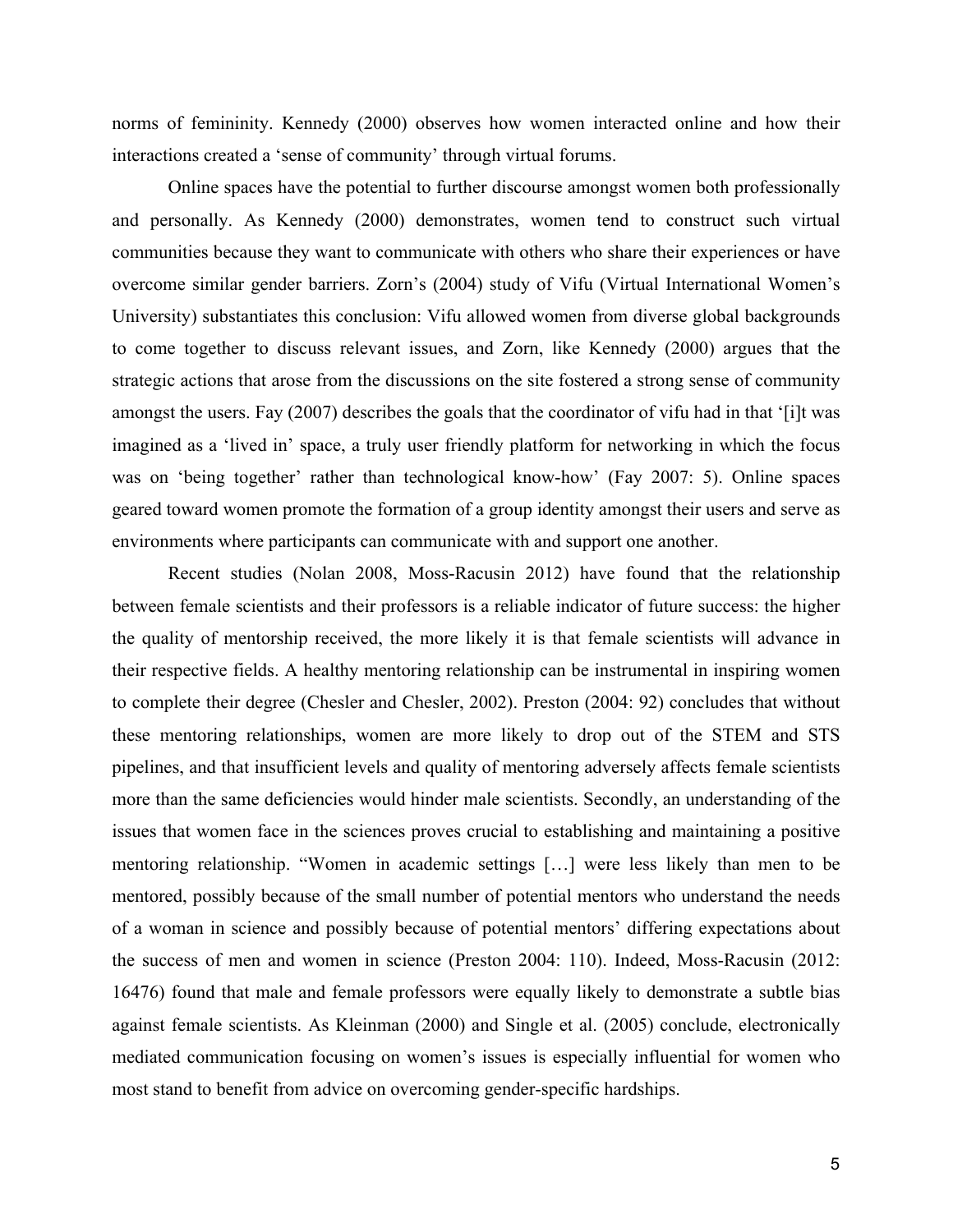norms of femininity. Kennedy (2000) observes how women interacted online and how their interactions created a 'sense of community' through virtual forums.

Online spaces have the potential to further discourse amongst women both professionally and personally. As Kennedy (2000) demonstrates, women tend to construct such virtual communities because they want to communicate with others who share their experiences or have overcome similar gender barriers. Zorn's (2004) study of Vifu (Virtual International Women's University) substantiates this conclusion: Vifu allowed women from diverse global backgrounds to come together to discuss relevant issues, and Zorn, like Kennedy (2000) argues that the strategic actions that arose from the discussions on the site fostered a strong sense of community amongst the users. Fay (2007) describes the goals that the coordinator of vifu had in that '[i]t was imagined as a 'lived in' space, a truly user friendly platform for networking in which the focus was on 'being together' rather than technological know-how' (Fay 2007: 5). Online spaces geared toward women promote the formation of a group identity amongst their users and serve as environments where participants can communicate with and support one another.

Recent studies (Nolan 2008, Moss-Racusin 2012) have found that the relationship between female scientists and their professors is a reliable indicator of future success: the higher the quality of mentorship received, the more likely it is that female scientists will advance in their respective fields. A healthy mentoring relationship can be instrumental in inspiring women to complete their degree (Chesler and Chesler, 2002). Preston (2004: 92) concludes that without these mentoring relationships, women are more likely to drop out of the STEM and STS pipelines, and that insufficient levels and quality of mentoring adversely affects female scientists more than the same deficiencies would hinder male scientists. Secondly, an understanding of the issues that women face in the sciences proves crucial to establishing and maintaining a positive mentoring relationship. "Women in academic settings […] were less likely than men to be mentored, possibly because of the small number of potential mentors who understand the needs of a woman in science and possibly because of potential mentors' differing expectations about the success of men and women in science (Preston 2004: 110). Indeed, Moss-Racusin (2012: 16476) found that male and female professors were equally likely to demonstrate a subtle bias against female scientists. As Kleinman (2000) and Single et al. (2005) conclude, electronically mediated communication focusing on women's issues is especially influential for women who most stand to benefit from advice on overcoming gender-specific hardships.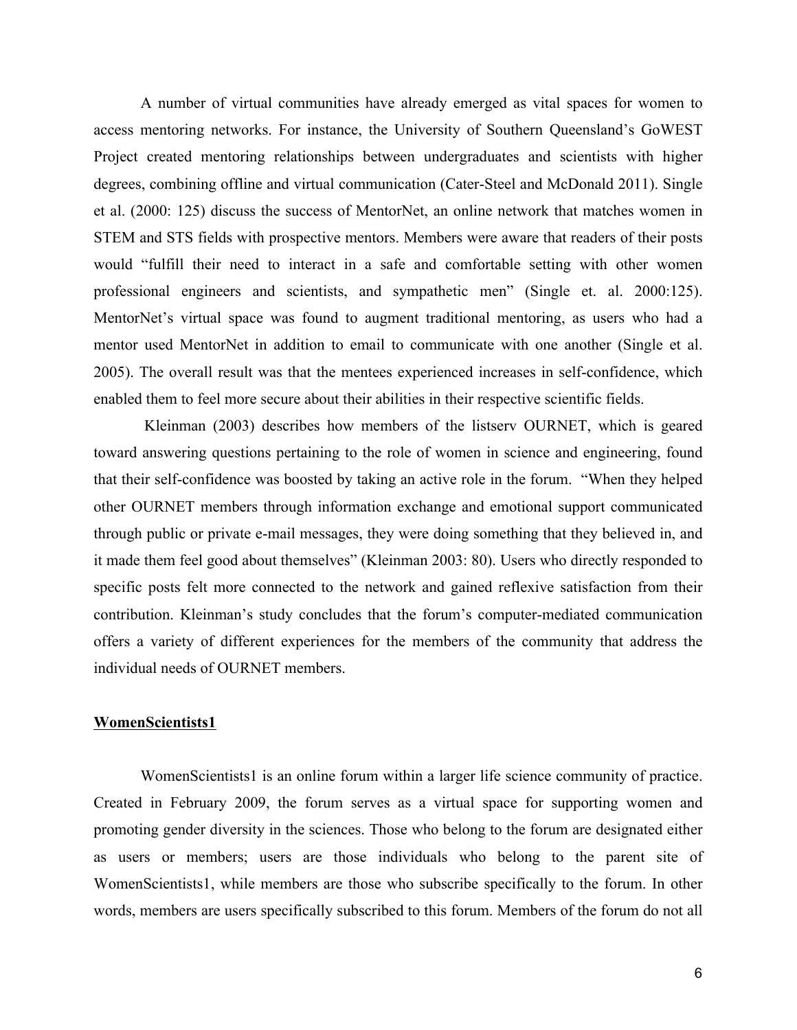A number of virtual communities have already emerged as vital spaces for women to access mentoring networks. For instance, the University of Southern Queensland's GoWEST Project created mentoring relationships between undergraduates and scientists with higher degrees, combining offline and virtual communication (Cater-Steel and McDonald 2011). Single et al. (2000: 125) discuss the success of MentorNet, an online network that matches women in STEM and STS fields with prospective mentors. Members were aware that readers of their posts would "fulfill their need to interact in a safe and comfortable setting with other women professional engineers and scientists, and sympathetic men" (Single et. al. 2000:125). MentorNet's virtual space was found to augment traditional mentoring, as users who had a mentor used MentorNet in addition to email to communicate with one another (Single et al. 2005). The overall result was that the mentees experienced increases in self-confidence, which enabled them to feel more secure about their abilities in their respective scientific fields.

Kleinman (2003) describes how members of the listserv OURNET, which is geared toward answering questions pertaining to the role of women in science and engineering, found that their self-confidence was boosted by taking an active role in the forum. "When they helped other OURNET members through information exchange and emotional support communicated through public or private e-mail messages, they were doing something that they believed in, and it made them feel good about themselves" (Kleinman 2003: 80). Users who directly responded to specific posts felt more connected to the network and gained reflexive satisfaction from their contribution. Kleinman's study concludes that the forum's computer-mediated communication offers a variety of different experiences for the members of the community that address the individual needs of OURNET members.

## WomenScientists1

WomenScientists1 is an online forum within a larger life science community of practice. Created in February 2009, the forum serves as a virtual space for supporting women and promoting gender diversity in the sciences. Those who belong to the forum are designated either as users or members; users are those individuals who belong to the parent site of WomenScientists1, while members are those who subscribe specifically to the forum. In other words, members are users specifically subscribed to this forum. Members of the forum do not all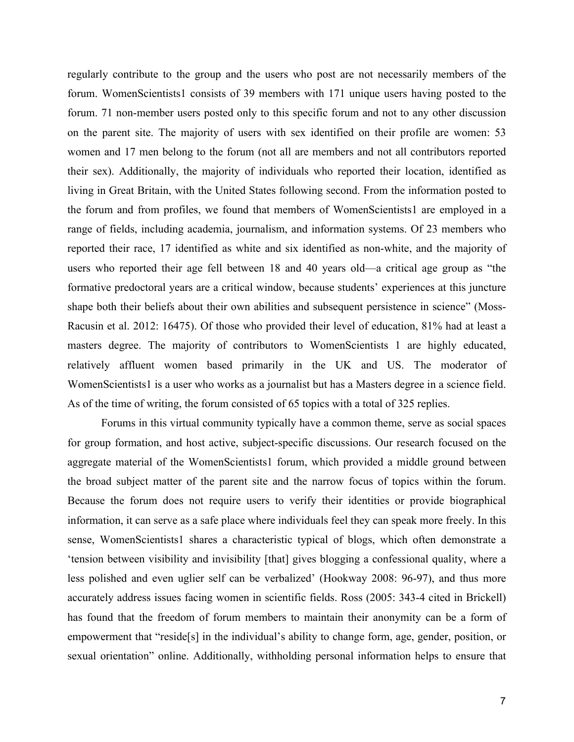regularly contribute to the group and the users who post are not necessarily members of the forum. WomenScientists1 consists of 39 members with 171 unique users having posted to the forum. 71 non-member users posted only to this specific forum and not to any other discussion on the parent site. The majority of users with sex identified on their profile are women: 53 women and 17 men belong to the forum (not all are members and not all contributors reported their sex). Additionally, the majority of individuals who reported their location, identified as living in Great Britain, with the United States following second. From the information posted to the forum and from profiles, we found that members of WomenScientists1 are employed in a range of fields, including academia, journalism, and information systems. Of 23 members who reported their race, 17 identified as white and six identified as non-white, and the majority of users who reported their age fell between 18 and 40 years old—a critical age group as "the formative predoctoral years are a critical window, because students' experiences at this juncture shape both their beliefs about their own abilities and subsequent persistence in science" (Moss-Racusin et al. 2012: 16475). Of those who provided their level of education, 81% had at least a masters degree. The majority of contributors to WomenScientists 1 are highly educated, relatively affluent women based primarily in the UK and US. The moderator of WomenScientists1 is a user who works as a journalist but has a Masters degree in a science field. As of the time of writing, the forum consisted of 65 topics with a total of 325 replies.

Forums in this virtual community typically have a common theme, serve as social spaces for group formation, and host active, subject-specific discussions. Our research focused on the aggregate material of the WomenScientists1 forum, which provided a middle ground between the broad subject matter of the parent site and the narrow focus of topics within the forum. Because the forum does not require users to verify their identities or provide biographical information, it can serve as a safe place where individuals feel they can speak more freely. In this sense, WomenScientists1 shares a characteristic typical of blogs, which often demonstrate a 'tension between visibility and invisibility [that] gives blogging a confessional quality, where a less polished and even uglier self can be verbalized' (Hookway 2008: 96-97), and thus more accurately address issues facing women in scientific fields. Ross (2005: 343-4 cited in Brickell) has found that the freedom of forum members to maintain their anonymity can be a form of empowerment that "reside[s] in the individual's ability to change form, age, gender, position, or sexual orientation" online. Additionally, withholding personal information helps to ensure that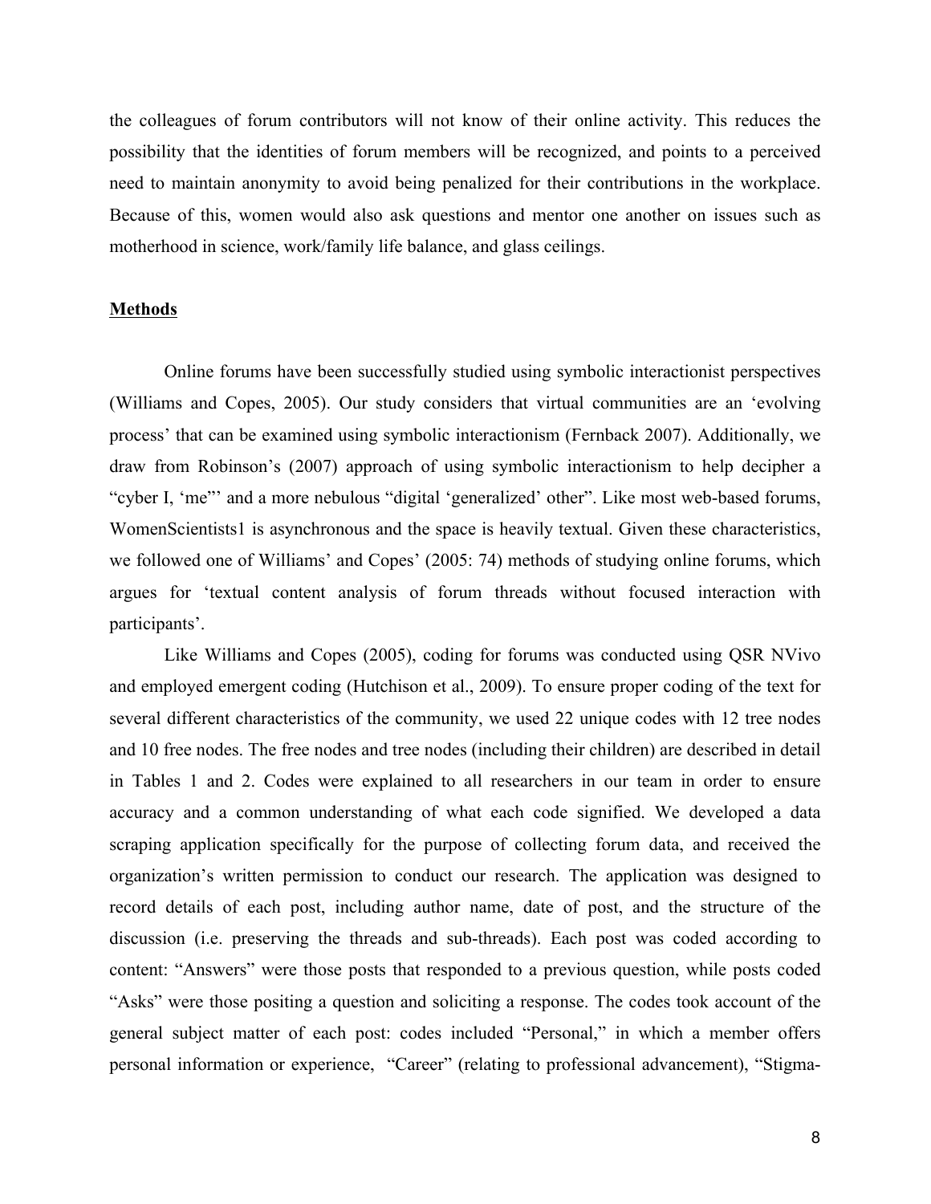the colleagues of forum contributors will not know of their online activity. This reduces the possibility that the identities of forum members will be recognized, and points to a perceived need to maintain anonymity to avoid being penalized for their contributions in the workplace. Because of this, women would also ask questions and mentor one another on issues such as motherhood in science, work/family life balance, and glass ceilings.

## Methods

Online forums have been successfully studied using symbolic interactionist perspectives (Williams and Copes, 2005). Our study considers that virtual communities are an 'evolving process' that can be examined using symbolic interactionism (Fernback 2007). Additionally, we draw from Robinson's (2007) approach of using symbolic interactionism to help decipher a "cyber I, 'me"' and a more nebulous "digital 'generalized' other". Like most web-based forums, WomenScientists1 is asynchronous and the space is heavily textual. Given these characteristics, we followed one of Williams' and Copes' (2005: 74) methods of studying online forums, which argues for 'textual content analysis of forum threads without focused interaction with participants'.

Like Williams and Copes (2005), coding for forums was conducted using QSR NVivo and employed emergent coding (Hutchison et al., 2009). To ensure proper coding of the text for several different characteristics of the community, we used 22 unique codes with 12 tree nodes and 10 free nodes. The free nodes and tree nodes (including their children) are described in detail in Tables 1 and 2. Codes were explained to all researchers in our team in order to ensure accuracy and a common understanding of what each code signified. We developed a data scraping application specifically for the purpose of collecting forum data, and received the organization's written permission to conduct our research. The application was designed to record details of each post, including author name, date of post, and the structure of the discussion (i.e. preserving the threads and sub-threads). Each post was coded according to content: "Answers" were those posts that responded to a previous question, while posts coded "Asks" were those positing a question and soliciting a response. The codes took account of the general subject matter of each post: codes included "Personal," in which a member offers personal information or experience, "Career" (relating to professional advancement), "Stigma-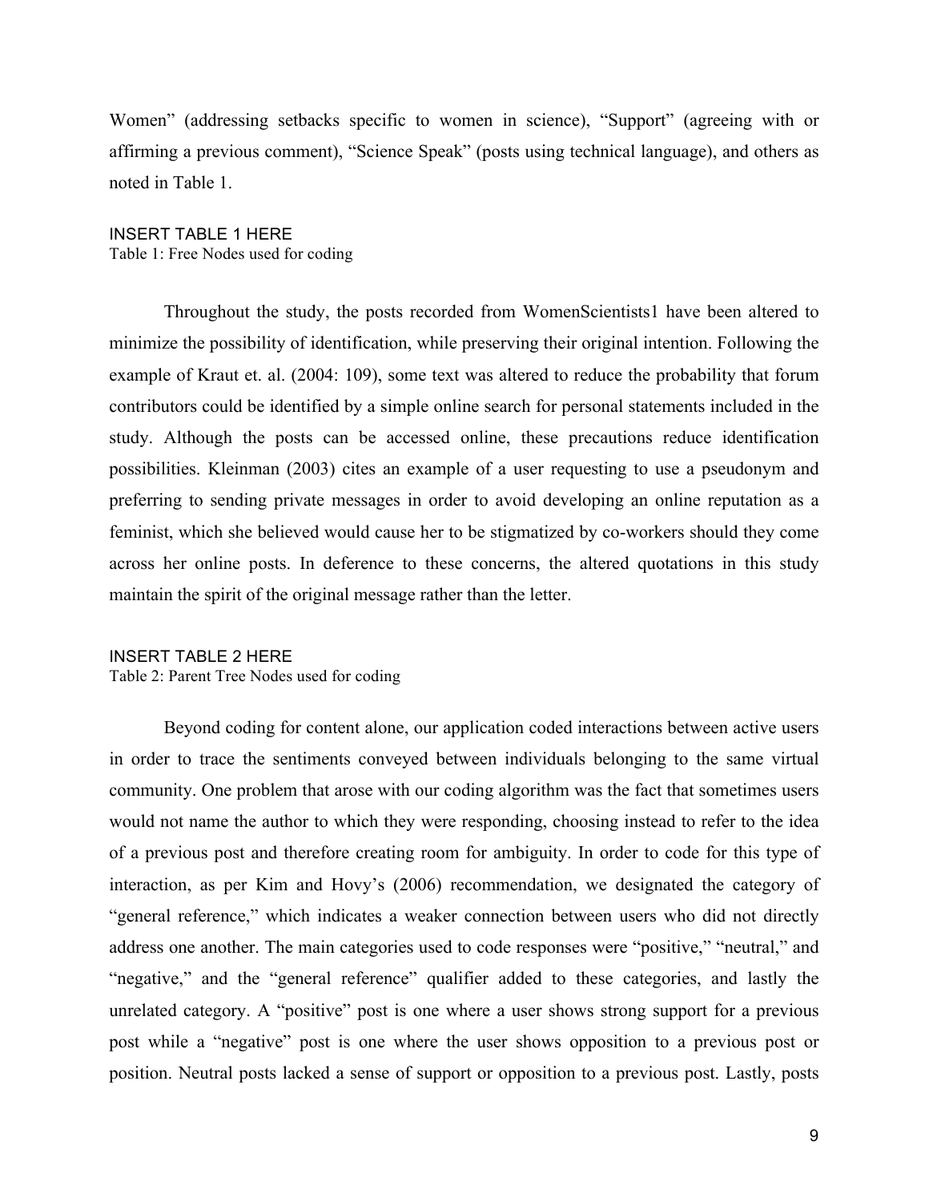Women" (addressing setbacks specific to women in science), "Support" (agreeing with or affirming a previous comment), "Science Speak" (posts using technical language), and others as noted in Table 1.

INSERT TABLE 1 HERE
Table 1: Free Nodes used for coding

Throughout the study, the posts recorded from WomenScientists1 have been altered to minimize the possibility of identification, while preserving their original intention. Following the example of Kraut et. al. (2004: 109), some text was altered to reduce the probability that forum contributors could be identified by a simple online search for personal statements included in the study. Although the posts can be accessed online, these precautions reduce identification possibilities. Kleinman (2003) cites an example of a user requesting to use a pseudonym and preferring to sending private messages in order to avoid developing an online reputation as a feminist, which she believed would cause her to be stigmatized by co-workers should they come across her online posts. In deference to these concerns, the altered quotations in this study maintain the spirit of the original message rather than the letter.

INSERT TABLE 2 HERE
Table 2: Parent Tree Nodes used for coding

Beyond coding for content alone, our application coded interactions between active users in order to trace the sentiments conveyed between individuals belonging to the same virtual community. One problem that arose with our coding algorithm was the fact that sometimes users would not name the author to which they were responding, choosing instead to refer to the idea of a previous post and therefore creating room for ambiguity. In order to code for this type of interaction, as per Kim and Hovy's (2006) recommendation, we designated the category of "general reference," which indicates a weaker connection between users who did not directly address one another. The main categories used to code responses were "positive," "neutral," and "negative," and the "general reference" qualifier added to these categories, and lastly the unrelated category. A "positive" post is one where a user shows strong support for a previous post while a "negative" post is one where the user shows opposition to a previous post or position. Neutral posts lacked a sense of support or opposition to a previous post. Lastly, posts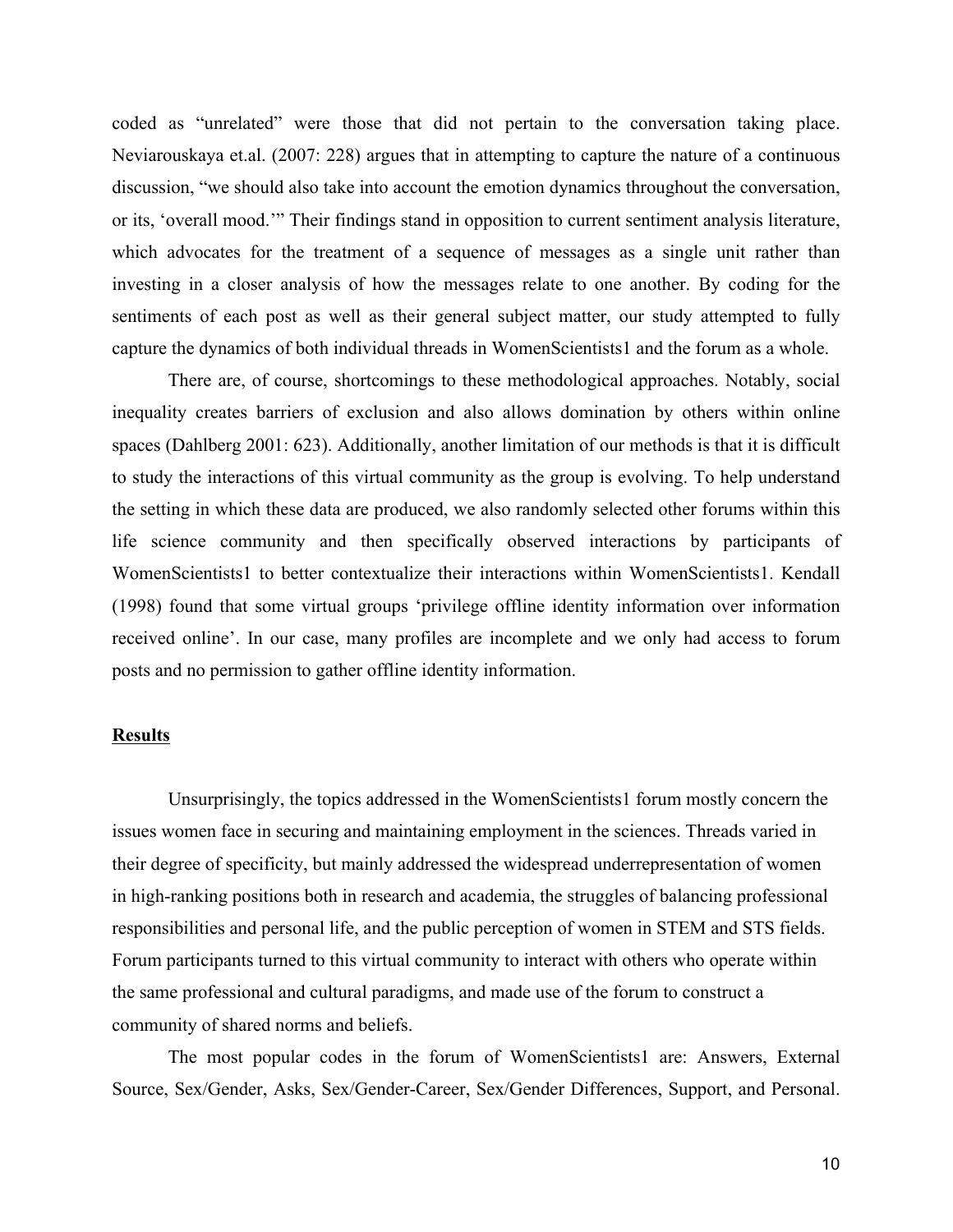coded as "unrelated" were those that did not pertain to the conversation taking place. Neviarouskaya et.al. (2007: 228) argues that in attempting to capture the nature of a continuous discussion, "we should also take into account the emotion dynamics throughout the conversation, or its, 'overall mood.'" Their findings stand in opposition to current sentiment analysis literature, which advocates for the treatment of a sequence of messages as a single unit rather than investing in a closer analysis of how the messages relate to one another. By coding for the sentiments of each post as well as their general subject matter, our study attempted to fully capture the dynamics of both individual threads in WomenScientists1 and the forum as a whole.

There are, of course, shortcomings to these methodological approaches. Notably, social inequality creates barriers of exclusion and also allows domination by others within online spaces (Dahlberg 2001: 623). Additionally, another limitation of our methods is that it is difficult to study the interactions of this virtual community as the group is evolving. To help understand the setting in which these data are produced, we also randomly selected other forums within this life science community and then specifically observed interactions by participants of WomenScientists1 to better contextualize their interactions within WomenScientists1. Kendall (1998) found that some virtual groups 'privilege offline identity information over information received online'. In our case, many profiles are incomplete and we only had access to forum posts and no permission to gather offline identity information.

## Results

Unsurprisingly, the topics addressed in the WomenScientists1 forum mostly concern the issues women face in securing and maintaining employment in the sciences. Threads varied in their degree of specificity, but mainly addressed the widespread underrepresentation of women in high-ranking positions both in research and academia, the struggles of balancing professional responsibilities and personal life, and the public perception of women in STEM and STS fields. Forum participants turned to this virtual community to interact with others who operate within the same professional and cultural paradigms, and made use of the forum to construct a community of shared norms and beliefs.

The most popular codes in the forum of WomenScientists1 are: Answers, External Source, Sex/Gender, Asks, Sex/Gender-Career, Sex/Gender Differences, Support, and Personal.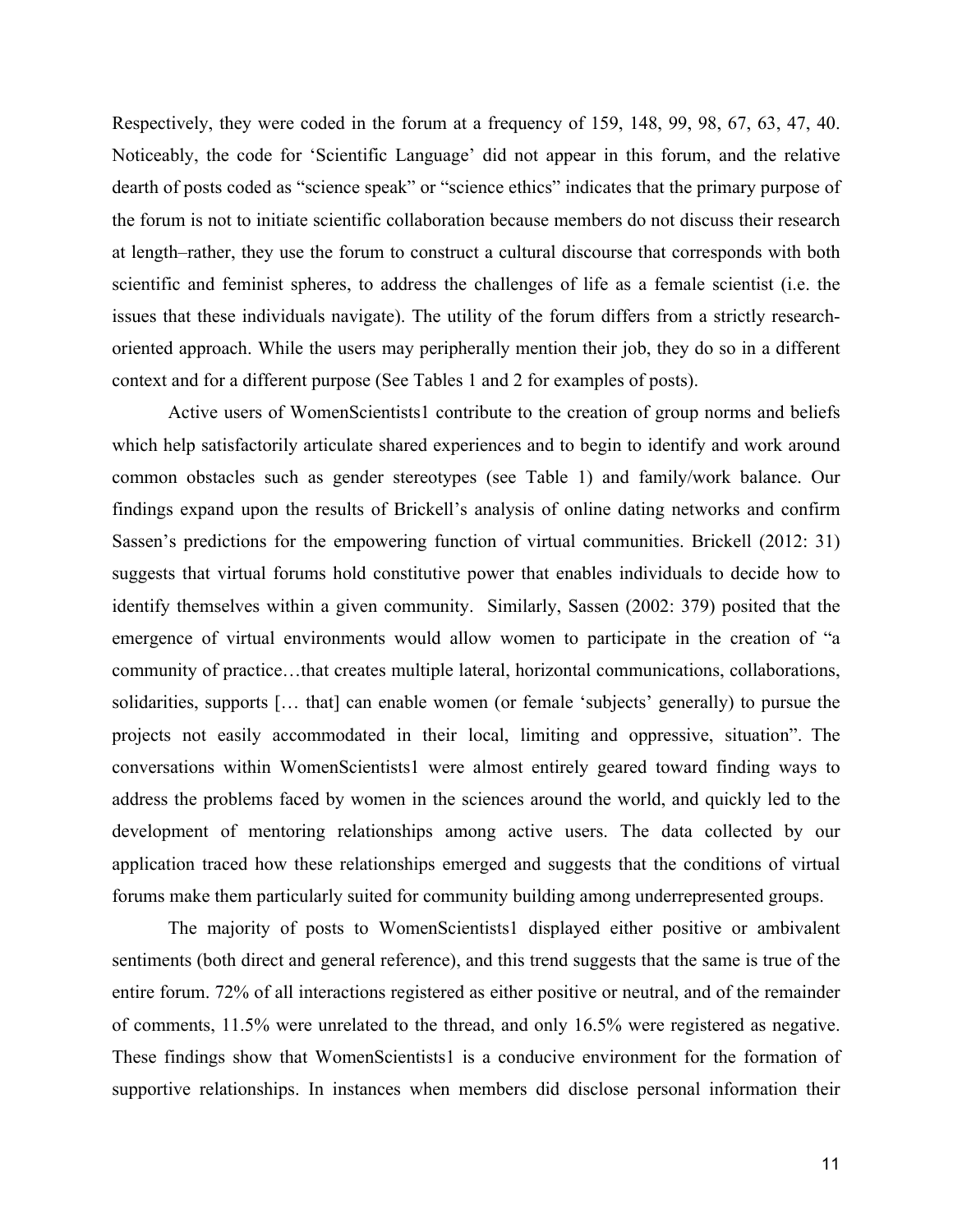Respectively, they were coded in the forum at a frequency of 159, 148, 99, 98, 67, 63, 47, 40. Noticeably, the code for 'Scientific Language' did not appear in this forum, and the relative dearth of posts coded as "science speak" or "science ethics" indicates that the primary purpose of the forum is not to initiate scientific collaboration because members do not discuss their research at length–rather, they use the forum to construct a cultural discourse that corresponds with both scientific and feminist spheres, to address the challenges of life as a female scientist (i.e. the issues that these individuals navigate). The utility of the forum differs from a strictly research-oriented approach. While the users may peripherally mention their job, they do so in a different context and for a different purpose (See Tables 1 and 2 for examples of posts).

Active users of WomenScientists1 contribute to the creation of group norms and beliefs which help satisfactorily articulate shared experiences and to begin to identify and work around common obstacles such as gender stereotypes (see Table 1) and family/work balance. Our findings expand upon the results of Brickell's analysis of online dating networks and confirm Sassen's predictions for the empowering function of virtual communities. Brickell (2012: 31) suggests that virtual forums hold constitutive power that enables individuals to decide how to identify themselves within a given community. Similarly, Sassen (2002: 379) posited that the emergence of virtual environments would allow women to participate in the creation of "a community of practice…that creates multiple lateral, horizontal communications, collaborations, solidarities, supports [… that] can enable women (or female 'subjects' generally) to pursue the projects not easily accommodated in their local, limiting and oppressive, situation". The conversations within WomenScientists1 were almost entirely geared toward finding ways to address the problems faced by women in the sciences around the world, and quickly led to the development of mentoring relationships among active users. The data collected by our application traced how these relationships emerged and suggests that the conditions of virtual forums make them particularly suited for community building among underrepresented groups.

The majority of posts to WomenScientists1 displayed either positive or ambivalent sentiments (both direct and general reference), and this trend suggests that the same is true of the entire forum. 72% of all interactions registered as either positive or neutral, and of the remainder of comments, 11.5% were unrelated to the thread, and only 16.5% were registered as negative. These findings show that WomenScientists1 is a conducive environment for the formation of supportive relationships. In instances when members did disclose personal information their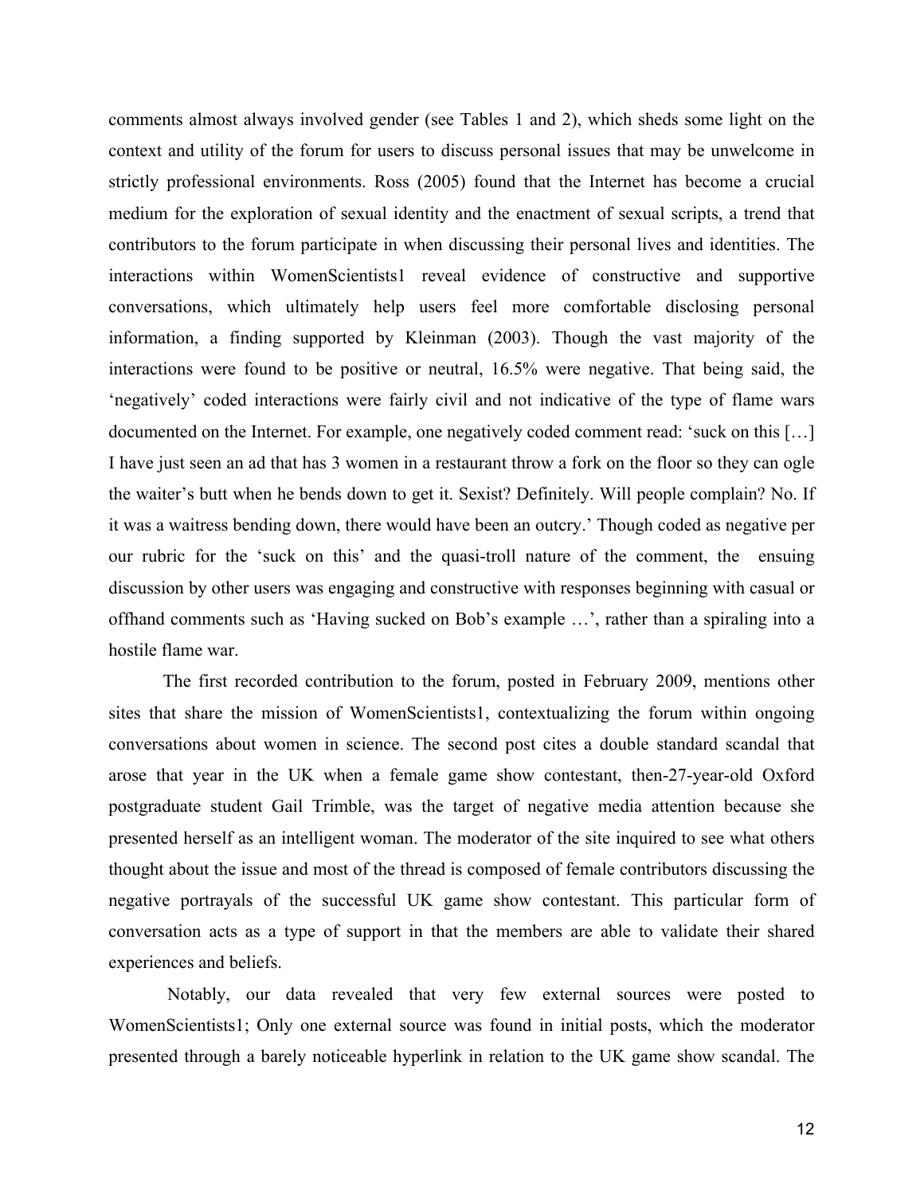comments almost always involved gender (see Tables 1 and 2), which sheds some light on the context and utility of the forum for users to discuss personal issues that may be unwelcome in strictly professional environments. Ross (2005) found that the Internet has become a crucial medium for the exploration of sexual identity and the enactment of sexual scripts, a trend that contributors to the forum participate in when discussing their personal lives and identities. The interactions within WomenScientists1 reveal evidence of constructive and supportive conversations, which ultimately help users feel more comfortable disclosing personal information, a finding supported by Kleinman (2003). Though the vast majority of the interactions were found to be positive or neutral, 16.5% were negative. That being said, the 'negatively' coded interactions were fairly civil and not indicative of the type of flame wars documented on the Internet. For example, one negatively coded comment read: 'suck on this […] I have just seen an ad that has 3 women in a restaurant throw a fork on the floor so they can ogle the waiter's butt when he bends down to get it. Sexist? Definitely. Will people complain? No. If it was a waitress bending down, there would have been an outcry.' Though coded as negative per our rubric for the 'suck on this' and the quasi-troll nature of the comment, the ensuing discussion by other users was engaging and constructive with responses beginning with casual or offhand comments such as 'Having sucked on Bob's example …', rather than a spiraling into a hostile flame war.

The first recorded contribution to the forum, posted in February 2009, mentions other sites that share the mission of WomenScientists1, contextualizing the forum within ongoing conversations about women in science. The second post cites a double standard scandal that arose that year in the UK when a female game show contestant, then-27-year-old Oxford postgraduate student Gail Trimble, was the target of negative media attention because she presented herself as an intelligent woman. The moderator of the site inquired to see what others thought about the issue and most of the thread is composed of female contributors discussing the negative portrayals of the successful UK game show contestant. This particular form of conversation acts as a type of support in that the members are able to validate their shared experiences and beliefs.

Notably, our data revealed that very few external sources were posted to WomenScientists1; Only one external source was found in initial posts, which the moderator presented through a barely noticeable hyperlink in relation to the UK game show scandal. The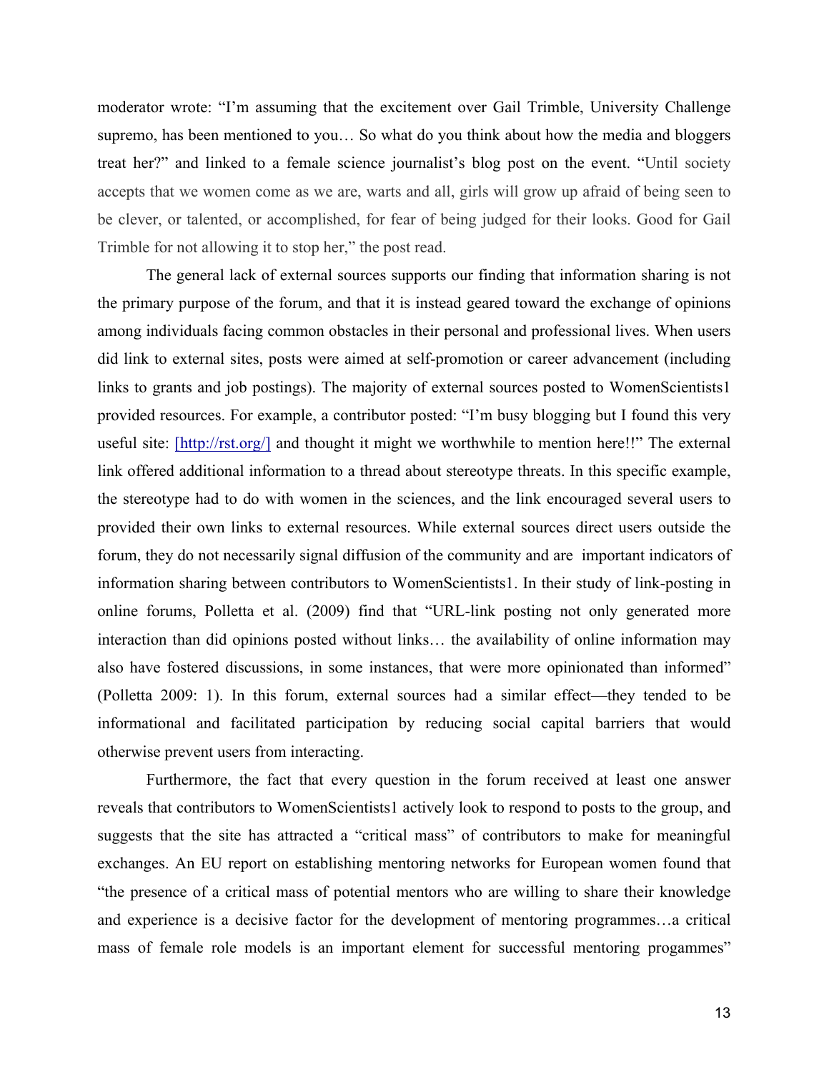moderator wrote: "I'm assuming that the excitement over Gail Trimble, University Challenge supremo, has been mentioned to you… So what do you think about how the media and bloggers treat her?" and linked to a female science journalist's blog post on the event. "Until society accepts that we women come as we are, warts and all, girls will grow up afraid of being seen to be clever, or talented, or accomplished, for fear of being judged for their looks. Good for Gail Trimble for not allowing it to stop her," the post read.

The general lack of external sources supports our finding that information sharing is not the primary purpose of the forum, and that it is instead geared toward the exchange of opinions among individuals facing common obstacles in their personal and professional lives. When users did link to external sites, posts were aimed at self-promotion or career advancement (including links to grants and job postings). The majority of external sources posted to WomenScientists1 provided resources. For example, a contributor posted: "I'm busy blogging but I found this very useful site: [http://rst.org/] and thought it might we worthwhile to mention here!!" The external link offered additional information to a thread about stereotype threats. In this specific example, the stereotype had to do with women in the sciences, and the link encouraged several users to provided their own links to external resources. While external sources direct users outside the forum, they do not necessarily signal diffusion of the community and are important indicators of information sharing between contributors to WomenScientists1. In their study of link-posting in online forums, Polletta et al. (2009) find that "URL-link posting not only generated more interaction than did opinions posted without links… the availability of online information may also have fostered discussions, in some instances, that were more opinionated than informed" (Polletta 2009: 1). In this forum, external sources had a similar effect—they tended to be informational and facilitated participation by reducing social capital barriers that would otherwise prevent users from interacting.

Furthermore, the fact that every question in the forum received at least one answer reveals that contributors to WomenScientists1 actively look to respond to posts to the group, and suggests that the site has attracted a "critical mass" of contributors to make for meaningful exchanges. An EU report on establishing mentoring networks for European women found that "the presence of a critical mass of potential mentors who are willing to share their knowledge and experience is a decisive factor for the development of mentoring programmes…a critical mass of female role models is an important element for successful mentoring progammes"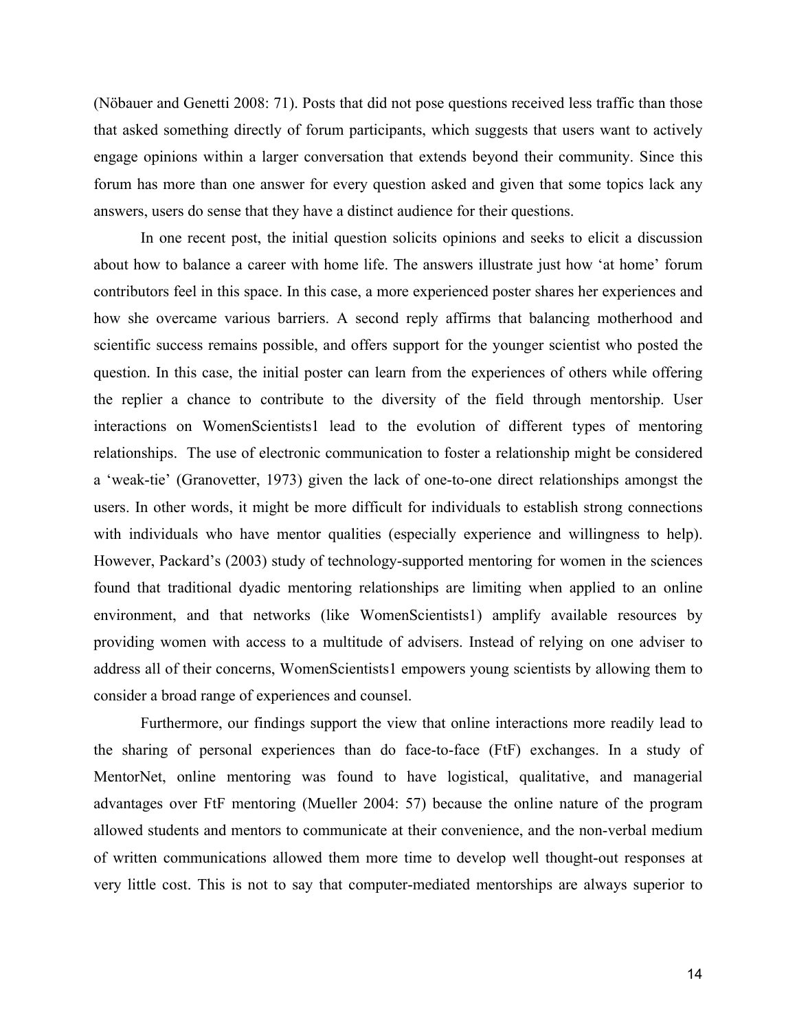(Nöbauer and Genetti 2008: 71). Posts that did not pose questions received less traffic than those that asked something directly of forum participants, which suggests that users want to actively engage opinions within a larger conversation that extends beyond their community. Since this forum has more than one answer for every question asked and given that some topics lack any answers, users do sense that they have a distinct audience for their questions.

In one recent post, the initial question solicits opinions and seeks to elicit a discussion about how to balance a career with home life. The answers illustrate just how 'at home' forum contributors feel in this space. In this case, a more experienced poster shares her experiences and how she overcame various barriers. A second reply affirms that balancing motherhood and scientific success remains possible, and offers support for the younger scientist who posted the question. In this case, the initial poster can learn from the experiences of others while offering the replier a chance to contribute to the diversity of the field through mentorship. User interactions on WomenScientists1 lead to the evolution of different types of mentoring relationships. The use of electronic communication to foster a relationship might be considered a 'weak-tie' (Granovetter, 1973) given the lack of one-to-one direct relationships amongst the users. In other words, it might be more difficult for individuals to establish strong connections with individuals who have mentor qualities (especially experience and willingness to help). However, Packard's (2003) study of technology-supported mentoring for women in the sciences found that traditional dyadic mentoring relationships are limiting when applied to an online environment, and that networks (like WomenScientists1) amplify available resources by providing women with access to a multitude of advisers. Instead of relying on one adviser to address all of their concerns, WomenScientists1 empowers young scientists by allowing them to consider a broad range of experiences and counsel.

Furthermore, our findings support the view that online interactions more readily lead to the sharing of personal experiences than do face-to-face (FtF) exchanges. In a study of MentorNet, online mentoring was found to have logistical, qualitative, and managerial advantages over FtF mentoring (Mueller 2004: 57) because the online nature of the program allowed students and mentors to communicate at their convenience, and the non-verbal medium of written communications allowed them more time to develop well thought-out responses at very little cost. This is not to say that computer-mediated mentorships are always superior to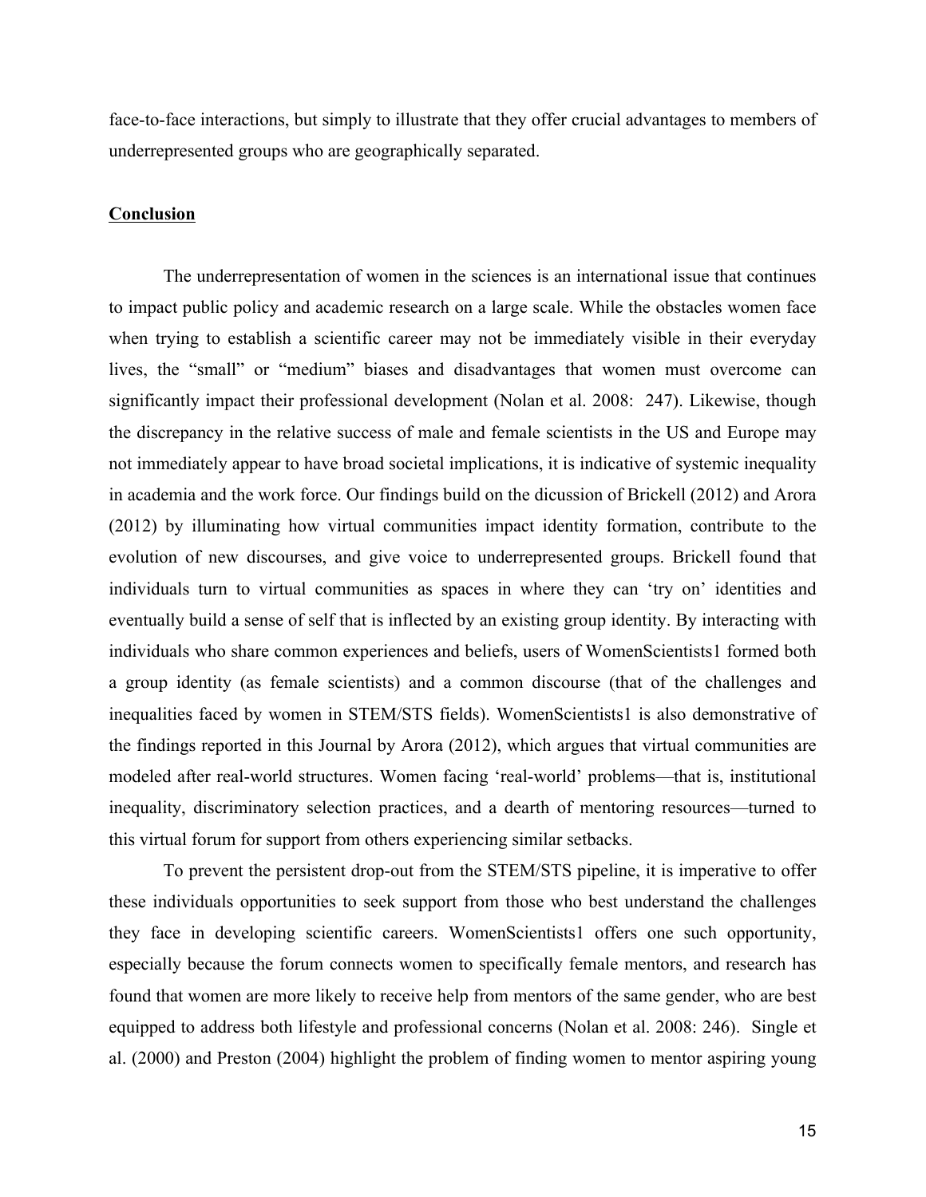face-to-face interactions, but simply to illustrate that they offer crucial advantages to members of underrepresented groups who are geographically separated.

## Conclusion

The underrepresentation of women in the sciences is an international issue that continues to impact public policy and academic research on a large scale. While the obstacles women face when trying to establish a scientific career may not be immediately visible in their everyday lives, the "small" or "medium" biases and disadvantages that women must overcome can significantly impact their professional development (Nolan et al. 2008: 247). Likewise, though the discrepancy in the relative success of male and female scientists in the US and Europe may not immediately appear to have broad societal implications, it is indicative of systemic inequality in academia and the work force. Our findings build on the dicussion of Brickell (2012) and Arora (2012) by illuminating how virtual communities impact identity formation, contribute to the evolution of new discourses, and give voice to underrepresented groups. Brickell found that individuals turn to virtual communities as spaces in where they can 'try on' identities and eventually build a sense of self that is inflected by an existing group identity. By interacting with individuals who share common experiences and beliefs, users of WomenScientists1 formed both a group identity (as female scientists) and a common discourse (that of the challenges and inequalities faced by women in STEM/STS fields). WomenScientists1 is also demonstrative of the findings reported in this Journal by Arora (2012), which argues that virtual communities are modeled after real-world structures. Women facing 'real-world' problems—that is, institutional inequality, discriminatory selection practices, and a dearth of mentoring resources—turned to this virtual forum for support from others experiencing similar setbacks.

To prevent the persistent drop-out from the STEM/STS pipeline, it is imperative to offer these individuals opportunities to seek support from those who best understand the challenges they face in developing scientific careers. WomenScientists1 offers one such opportunity, especially because the forum connects women to specifically female mentors, and research has found that women are more likely to receive help from mentors of the same gender, who are best equipped to address both lifestyle and professional concerns (Nolan et al. 2008: 246). Single et al. (2000) and Preston (2004) highlight the problem of finding women to mentor aspiring young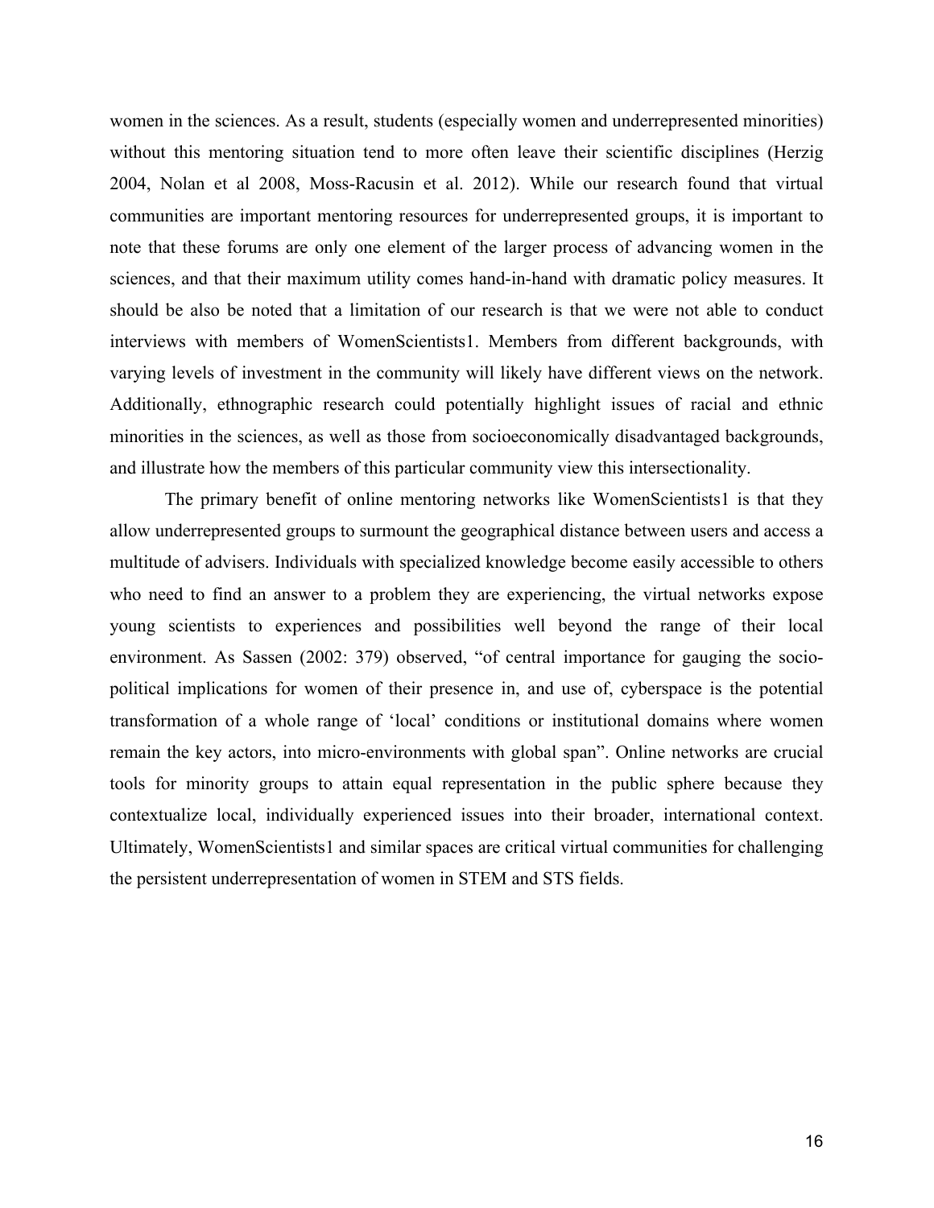women in the sciences. As a result, students (especially women and underrepresented minorities) without this mentoring situation tend to more often leave their scientific disciplines (Herzig 2004, Nolan et al 2008, Moss-Racusin et al. 2012). While our research found that virtual communities are important mentoring resources for underrepresented groups, it is important to note that these forums are only one element of the larger process of advancing women in the sciences, and that their maximum utility comes hand-in-hand with dramatic policy measures. It should be also be noted that a limitation of our research is that we were not able to conduct interviews with members of WomenScientists1. Members from different backgrounds, with varying levels of investment in the community will likely have different views on the network. Additionally, ethnographic research could potentially highlight issues of racial and ethnic minorities in the sciences, as well as those from socioeconomically disadvantaged backgrounds, and illustrate how the members of this particular community view this intersectionality.

The primary benefit of online mentoring networks like WomenScientists1 is that they allow underrepresented groups to surmount the geographical distance between users and access a multitude of advisers. Individuals with specialized knowledge become easily accessible to others who need to find an answer to a problem they are experiencing, the virtual networks expose young scientists to experiences and possibilities well beyond the range of their local environment. As Sassen (2002: 379) observed, "of central importance for gauging the socio-political implications for women of their presence in, and use of, cyberspace is the potential transformation of a whole range of 'local' conditions or institutional domains where women remain the key actors, into micro-environments with global span". Online networks are crucial tools for minority groups to attain equal representation in the public sphere because they contextualize local, individually experienced issues into their broader, international context. Ultimately, WomenScientists1 and similar spaces are critical virtual communities for challenging the persistent underrepresentation of women in STEM and STS fields.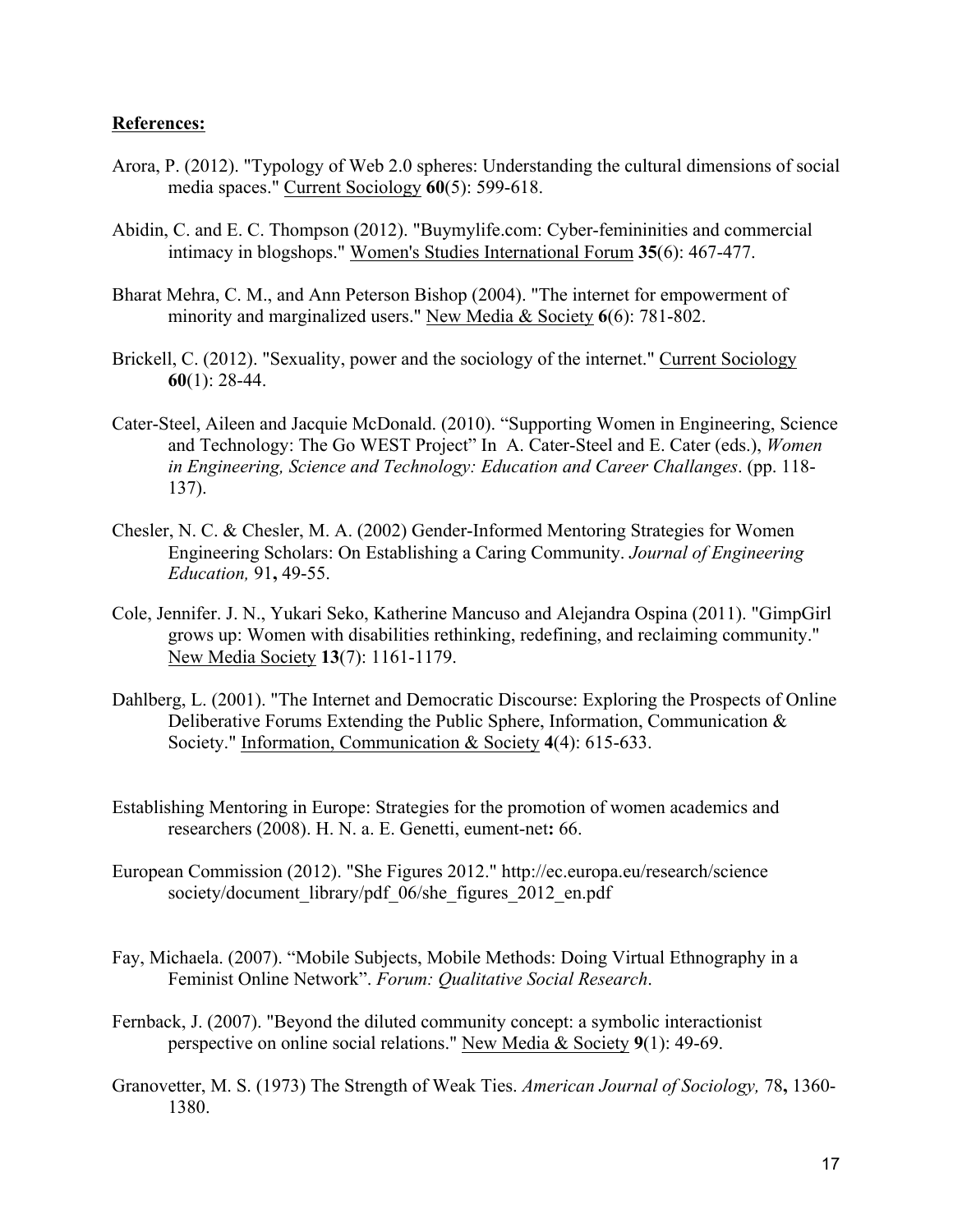**References:**

Arora, P. (2012). "Typology of Web 2.0 spheres: Understanding the cultural dimensions of social media spaces." Current Sociology **60**(5): 599-618.

Abidin, C. and E. C. Thompson (2012). "Buymylife.com: Cyber-femininities and commercial intimacy in blogshops." Women's Studies International Forum **35**(6): 467-477.

Bharat Mehra, C. M., and Ann Peterson Bishop (2004). "The internet for empowerment of minority and marginalized users." New Media & Society **6**(6): 781-802.

Brickell, C. (2012). "Sexuality, power and the sociology of the internet." Current Sociology **60**(1): 28-44.

Cater-Steel, Aileen and Jacquie McDonald. (2010). "Supporting Women in Engineering, Science and Technology: The Go WEST Project" In A. Cater-Steel and E. Cater (eds.), *Women in Engineering, Science and Technology: Education and Career Challanges*. (pp. 118-137).

Chesler, N. C. & Chesler, M. A. (2002) Gender-Informed Mentoring Strategies for Women Engineering Scholars: On Establishing a Caring Community. *Journal of Engineering Education,* 91**,** 49-55.

Cole, Jennifer. J. N., Yukari Seko, Katherine Mancuso and Alejandra Ospina (2011). "GimpGirl grows up: Women with disabilities rethinking, redefining, and reclaiming community." New Media Society **13**(7): 1161-1179.

Dahlberg, L. (2001). "The Internet and Democratic Discourse: Exploring the Prospects of Online Deliberative Forums Extending the Public Sphere, Information, Communication & Society." Information, Communication & Society **4**(4): 615-633.

Establishing Mentoring in Europe: Strategies for the promotion of women academics and researchers (2008). H. N. a. E. Genetti, eument-net**:** 66.

European Commission (2012). "She Figures 2012." http://ec.europa.eu/research/science society/document_library/pdf_06/she_figures_2012_en.pdf

Fay, Michaela. (2007). "Mobile Subjects, Mobile Methods: Doing Virtual Ethnography in a Feminist Online Network". *Forum: Qualitative Social Research*.

Fernback, J. (2007). "Beyond the diluted community concept: a symbolic interactionist perspective on online social relations." New Media & Society **9**(1): 49-69.

Granovetter, M. S. (1973) The Strength of Weak Ties. *American Journal of Sociology,* 78**,** 1360-1380.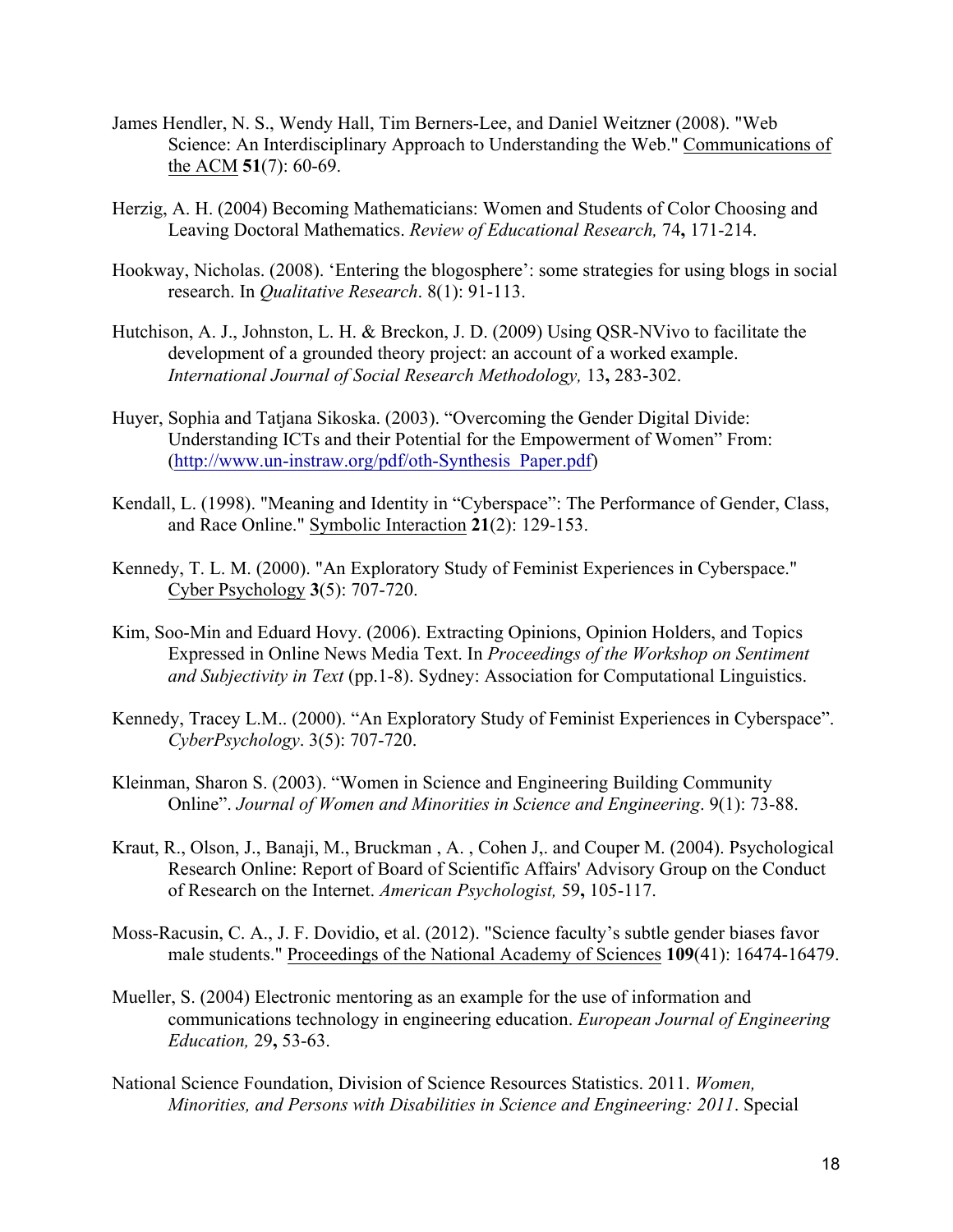James Hendler, N. S., Wendy Hall, Tim Berners-Lee, and Daniel Weitzner (2008). "Web Science: An Interdisciplinary Approach to Understanding the Web." Communications of the ACM **51**(7): 60-69.

Herzig, A. H. (2004) Becoming Mathematicians: Women and Students of Color Choosing and Leaving Doctoral Mathematics. *Review of Educational Research,* 74**,** 171-214.

Hookway, Nicholas. (2008). 'Entering the blogosphere': some strategies for using blogs in social research. In *Qualitative Research*. 8(1): 91-113.

Hutchison, A. J., Johnston, L. H. & Breckon, J. D. (2009) Using QSR-NVivo to facilitate the development of a grounded theory project: an account of a worked example. *International Journal of Social Research Methodology,* 13**,** 283-302.

Huyer, Sophia and Tatjana Sikoska. (2003). "Overcoming the Gender Digital Divide: Understanding ICTs and their Potential for the Empowerment of Women" From: (http://www.un-instraw.org/pdf/oth-Synthesis_Paper.pdf)

Kendall, L. (1998). "Meaning and Identity in "Cyberspace": The Performance of Gender, Class, and Race Online." Symbolic Interaction **21**(2): 129-153.

Kennedy, T. L. M. (2000). "An Exploratory Study of Feminist Experiences in Cyberspace." Cyber Psychology **3**(5): 707-720.

Kim, Soo-Min and Eduard Hovy. (2006). Extracting Opinions, Opinion Holders, and Topics Expressed in Online News Media Text. In *Proceedings of the Workshop on Sentiment and Subjectivity in Text* (pp.1-8). Sydney: Association for Computational Linguistics.

Kennedy, Tracey L.M.. (2000). "An Exploratory Study of Feminist Experiences in Cyberspace". *CyberPsychology*. 3(5): 707-720.

Kleinman, Sharon S. (2003). "Women in Science and Engineering Building Community Online". *Journal of Women and Minorities in Science and Engineering*. 9(1): 73-88.

Kraut, R., Olson, J., Banaji, M., Bruckman , A. , Cohen J,. and Couper M. (2004). Psychological Research Online: Report of Board of Scientific Affairs' Advisory Group on the Conduct of Research on the Internet. *American Psychologist,* 59**,** 105-117.

Moss-Racusin, C. A., J. F. Dovidio, et al. (2012). "Science faculty's subtle gender biases favor male students." Proceedings of the National Academy of Sciences **109**(41): 16474-16479.

Mueller, S. (2004) Electronic mentoring as an example for the use of information and communications technology in engineering education. *European Journal of Engineering Education,* 29**,** 53-63.

National Science Foundation, Division of Science Resources Statistics. 2011. *Women, Minorities, and Persons with Disabilities in Science and Engineering: 2011*. Special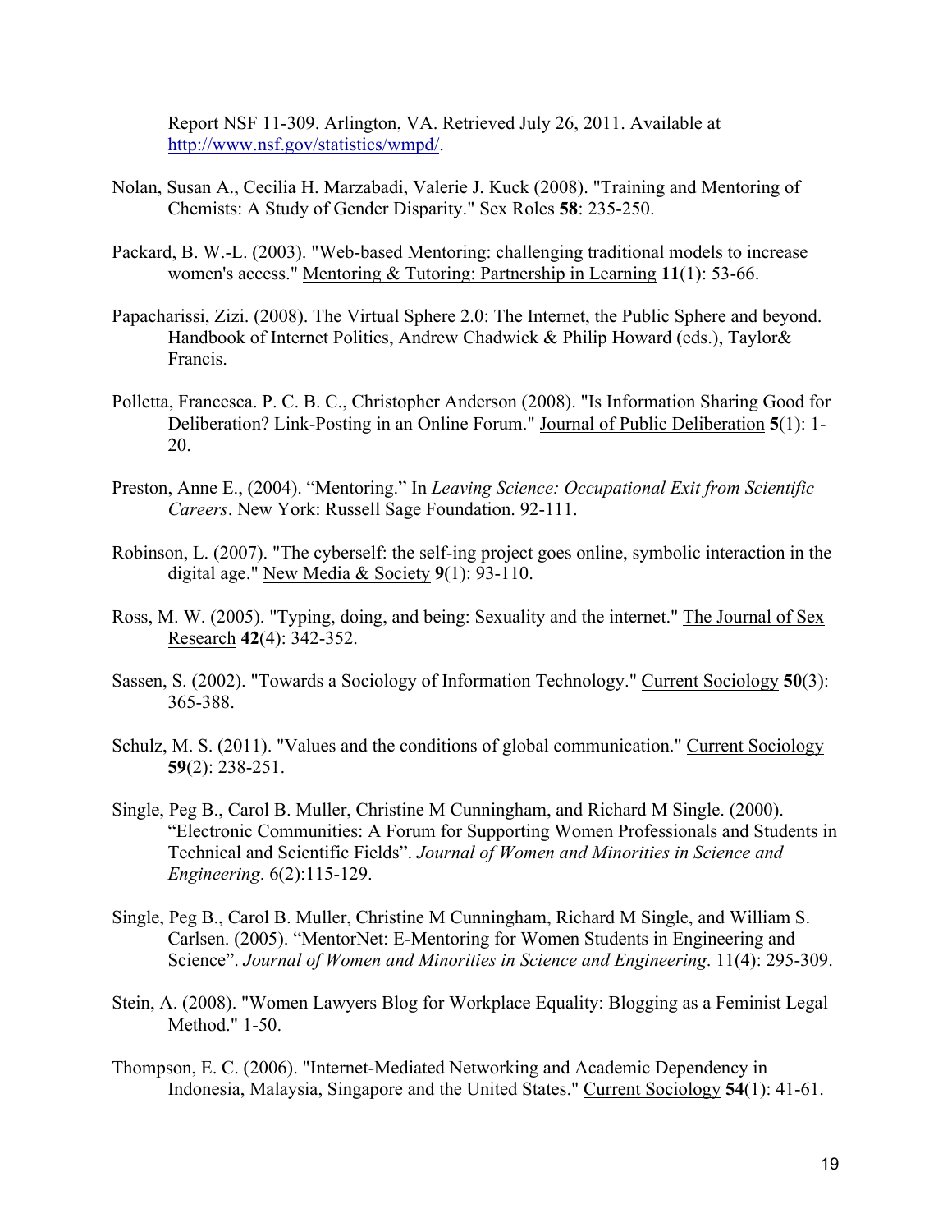Report NSF 11-309. Arlington, VA. Retrieved July 26, 2011. Available at http://www.nsf.gov/statistics/wmpd/.

Nolan, Susan A., Cecilia H. Marzabadi, Valerie J. Kuck (2008). "Training and Mentoring of Chemists: A Study of Gender Disparity." Sex Roles **58**: 235-250.

Packard, B. W.-L. (2003). "Web-based Mentoring: challenging traditional models to increase women's access." Mentoring & Tutoring: Partnership in Learning **11**(1): 53-66.

Papacharissi, Zizi. (2008). The Virtual Sphere 2.0: The Internet, the Public Sphere and beyond. Handbook of Internet Politics, Andrew Chadwick & Philip Howard (eds.), Taylor& Francis.

Polletta, Francesca. P. C. B. C., Christopher Anderson (2008). "Is Information Sharing Good for Deliberation? Link-Posting in an Online Forum." Journal of Public Deliberation **5**(1): 1-20.

Preston, Anne E., (2004). "Mentoring." In *Leaving Science: Occupational Exit from Scientific Careers*. New York: Russell Sage Foundation. 92-111.

Robinson, L. (2007). "The cyberself: the self-ing project goes online, symbolic interaction in the digital age." New Media & Society **9**(1): 93-110.

Ross, M. W. (2005). "Typing, doing, and being: Sexuality and the internet." The Journal of Sex Research **42**(4): 342-352.

Sassen, S. (2002). "Towards a Sociology of Information Technology." Current Sociology **50**(3): 365-388.

Schulz, M. S. (2011). "Values and the conditions of global communication." Current Sociology **59**(2): 238-251.

Single, Peg B., Carol B. Muller, Christine M Cunningham, and Richard M Single. (2000). "Electronic Communities: A Forum for Supporting Women Professionals and Students in Technical and Scientific Fields". *Journal of Women and Minorities in Science and Engineering*. 6(2):115-129.

Single, Peg B., Carol B. Muller, Christine M Cunningham, Richard M Single, and William S. Carlsen. (2005). "MentorNet: E-Mentoring for Women Students in Engineering and Science". *Journal of Women and Minorities in Science and Engineering*. 11(4): 295-309.

Stein, A. (2008). "Women Lawyers Blog for Workplace Equality: Blogging as a Feminist Legal Method." 1-50.

Thompson, E. C. (2006). "Internet-Mediated Networking and Academic Dependency in Indonesia, Malaysia, Singapore and the United States." Current Sociology **54**(1): 41-61.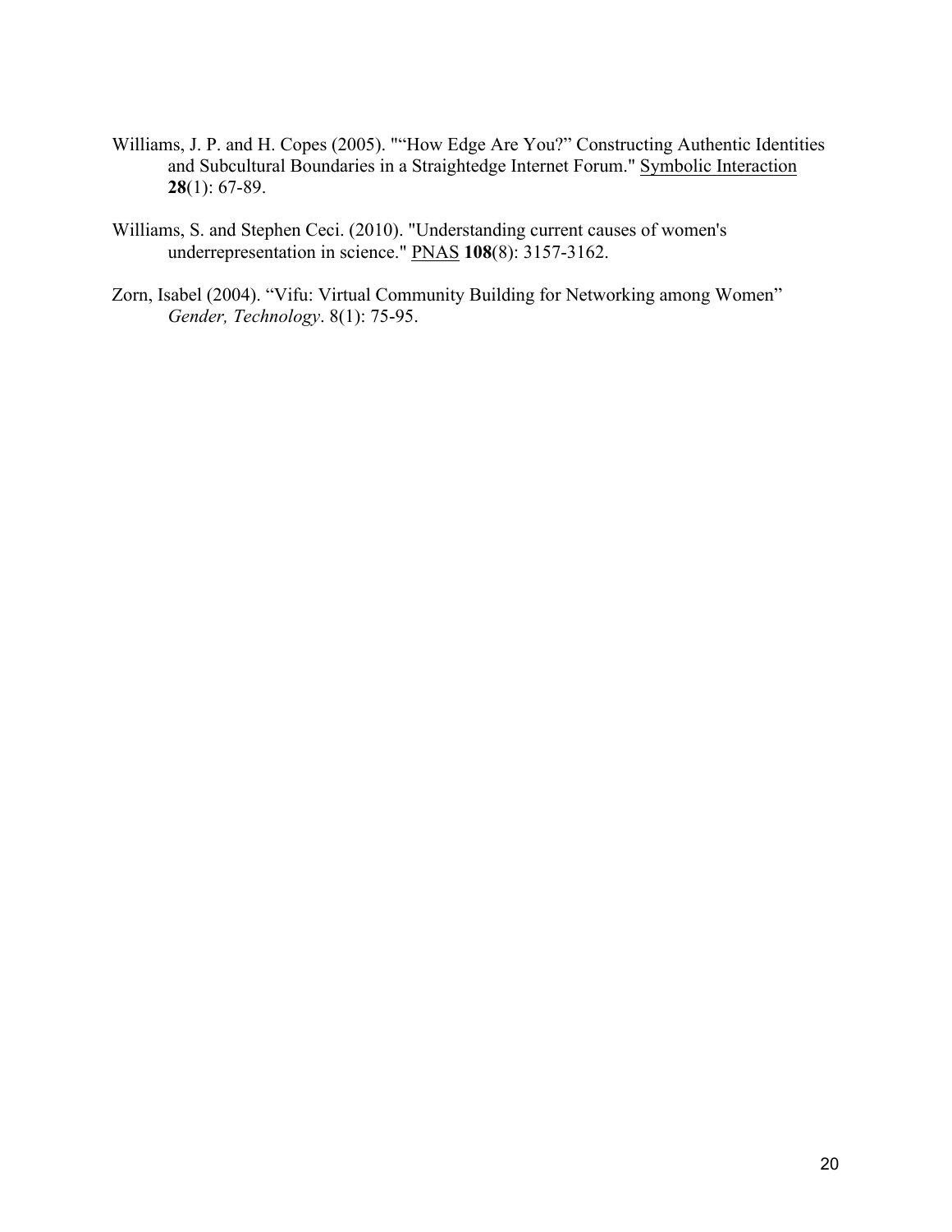Williams, J. P. and H. Copes (2005). "“How Edge Are You?” Constructing Authentic Identities and Subcultural Boundaries in a Straightedge Internet Forum." Symbolic Interaction **28**(1): 67-89.

Williams, S. and Stephen Ceci. (2010). "Understanding current causes of women's underrepresentation in science." PNAS **108**(8): 3157-3162.

Zorn, Isabel (2004). “Vifu: Virtual Community Building for Networking among Women” *Gender, Technology*. 8(1): 75-95.